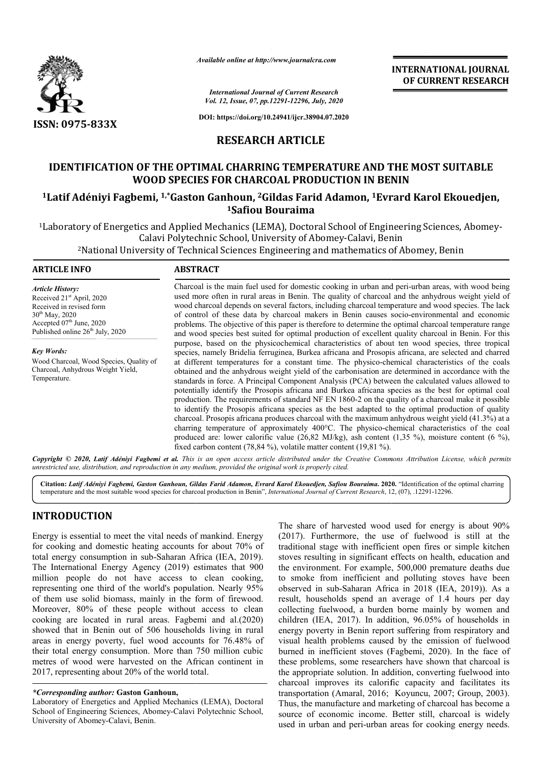*Available online at http://www.journalcra.com*

*International Journal of Current Research*
*Vol. 12, Issue, 07, pp.12291-12296, July, 2020*

**DOI: https://doi.org/10.24941/ijcr.38904.07.2020**

**ISSN: 0975-833X**

**INTERNATIONAL JOURNAL OF CURRENT RESEARCH**

## RESEARCH ARTICLE

# IDENTIFICATION OF THE OPTIMAL CHARRING TEMPERATURE AND THE MOST SUITABLE WOOD SPECIES FOR CHARCOAL PRODUCTION IN BENIN

**[1]Latif Adéniyi Fagbemi, [1,*]Gaston Ganhoun, [2]Gildas Farid Adamon, [1]Evrard Karol Ekouedjen, [1]Safiou Bouraima**

[1]Laboratory of Energetics and Applied Mechanics (LEMA), Doctoral School of Engineering Sciences, Abomey-Calavi Polytechnic School, University of Abomey-Calavi, Benin

[2]National University of Technical Sciences Engineering and mathematics of Abomey, Benin

**ARTICLE INFO**

*Article History:*
Received 21st April, 2020
Received in revised form
30th May, 2020
Accepted 07th June, 2020
Published online 26th July, 2020

*Key Words:*
Wood Charcoal, Wood Species, Quality of Charcoal, Anhydrous Weight Yield, Temperature.

**ABSTRACT**

Charcoal is the main fuel used for domestic cooking in urban and peri-urban areas, with wood being used more often in rural areas in Benin. The quality of charcoal and the anhydrous weight yield of wood charcoal depends on several factors, including charcoal temperature and wood species. The lack of control of these data by charcoal makers in Benin causes socio-environmental and economic problems. The objective of this paper is therefore to determine the optimal charcoal temperature range and wood species best suited for optimal production of excellent quality charcoal in Benin. For this purpose, based on the physicochemical characteristics of about ten wood species, three tropical species, namely Bridelia ferruginea, Burkea africana and Prosopis africana, are selected and charred at different temperatures for a constant time. The physico-chemical characteristics of the coals obtained and the anhydrous weight yield of the carbonisation are determined in accordance with the standards in force. A Principal Component Analysis (PCA) between the calculated values allowed to potentially identify the Prosopis africana and Burkea africana species as the best for optimal coal production. The requirements of standard NF EN 1860-2 on the quality of a charcoal make it possible to identify the Prosopis africana species as the best adapted to the optimal production of quality charcoal. Prosopis africana produces charcoal with the maximum anhydrous weight yield (41.3%) at a charring temperature of approximately 400°C. The physico-chemical characteristics of the coal produced are: lower calorific value (26,82 MJ/kg), ash content (1,35 %), moisture content (6 %), fixed carbon content (78,84 %), volatile matter content (19,81 %).

*Copyright © 2020, Latif Adéniyi Fagbemi et al. This is an open access article distributed under the Creative Commons Attribution License, which permits unrestricted use, distribution, and reproduction in any medium, provided the original work is properly cited.*

**Citation:** *Latif Adéniyi Fagbemi, Gaston Ganhoun, Gildas Farid Adamon, Evrard Karol Ekouedjen, Safiou Bouraima.* **2020.** "Identification of the optimal charring temperature and the most suitable wood species for charcoal production in Benin", *International Journal of Current Research*, 12, (07), .12291-12296.

## INTRODUCTION

Energy is essential to meet the vital needs of mankind. Energy for cooking and domestic heating accounts for about 70% of total energy consumption in sub-Saharan Africa (IEA, 2019). The International Energy Agency (2019) estimates that 900 million people do not have access to clean cooking, representing one third of the world's population. Nearly 95% of them use solid biomass, mainly in the form of firewood. Moreover, 80% of these people without access to clean cooking are located in rural areas. Fagbemi and al.(2020) showed that in Benin out of 506 households living in rural areas in energy poverty, fuel wood accounts for 76.48% of their total energy consumption. More than 750 million cubic metres of wood were harvested on the African continent in 2017, representing about 20% of the world total.

The share of harvested wood used for energy is about 90% (2017). Furthermore, the use of fuelwood is still at the traditional stage with inefficient open fires or simple kitchen stoves resulting in significant effects on health, education and the environment. For example, 500,000 premature deaths due to smoke from inefficient and polluting stoves have been observed in sub-Saharan Africa in 2018 (IEA, 2019)). As a result, households spend an average of 1.4 hours per day collecting fuelwood, a burden borne mainly by women and children (IEA, 2017). In addition, 96.05% of households in energy poverty in Benin report suffering from respiratory and visual health problems caused by the emission of fuelwood burned in inefficient stoves (Fagbemi, 2020). In the face of these problems, some researchers have shown that charcoal is the appropriate solution. In addition, converting fuelwood into charcoal improves its calorific capacity and facilitates its transportation (Amaral, 2016; Koyuncu, 2007; Group, 2003). Thus, the manufacture and marketing of charcoal has become a source of economic income. Better still, charcoal is widely used in urban and peri-urban areas for cooking energy needs.

*\*Corresponding author:* **Gaston Ganhoun,**
Laboratory of Energetics and Applied Mechanics (LEMA), Doctoral School of Engineering Sciences, Abomey-Calavi Polytechnic School, University of Abomey-Calavi, Benin.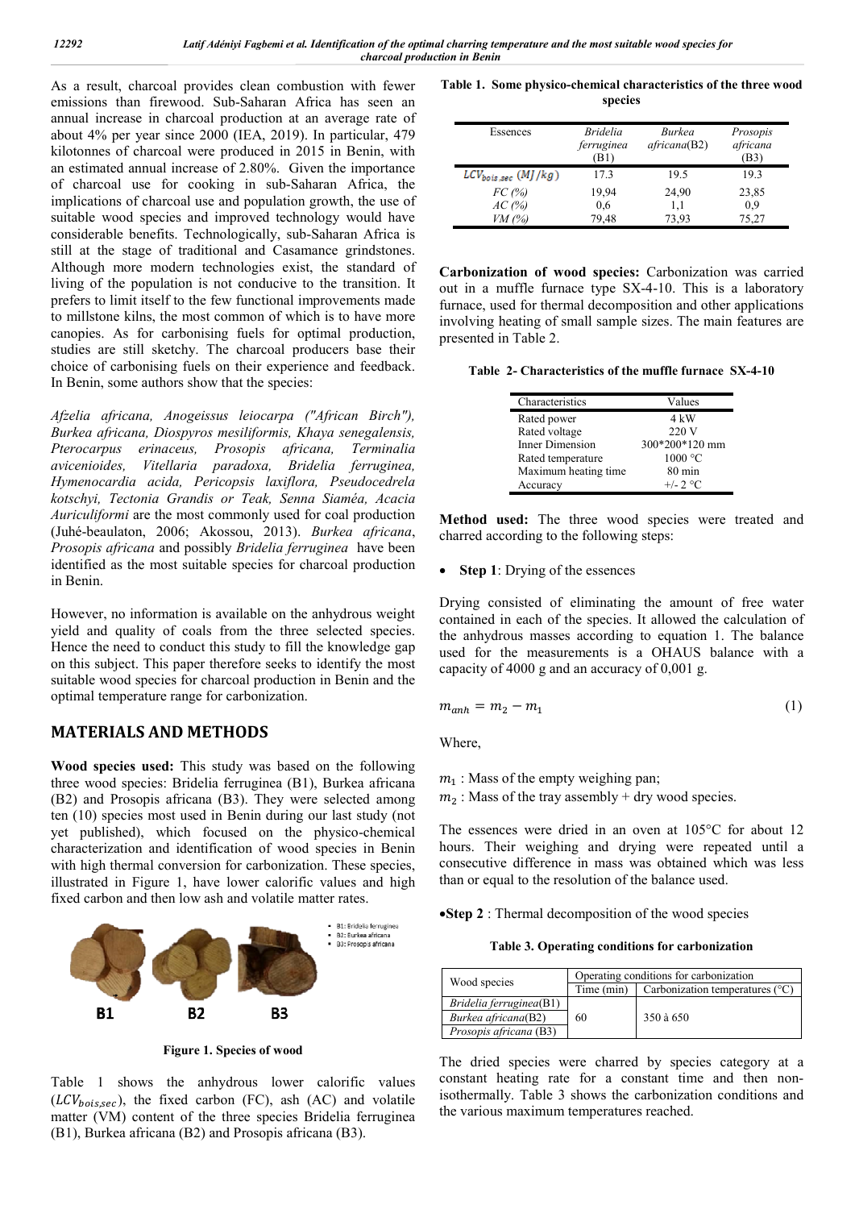As a result, charcoal provides clean combustion with fewer emissions than firewood. Sub-Saharan Africa has seen an annual increase in charcoal production at an average rate of about 4% per year since 2000 (IEA, 2019). In particular, 479 kilotonnes of charcoal were produced in 2015 in Benin, with an estimated annual increase of 2.80%. Given the importance of charcoal use for cooking in sub-Saharan Africa, the implications of charcoal use and population growth, the use of suitable wood species and improved technology would have considerable benefits. Technologically, sub-Saharan Africa is still at the stage of traditional and Casamance grindstones. Although more modern technologies exist, the standard of living of the population is not conducive to the transition. It prefers to limit itself to the few functional improvements made to millstone kilns, the most common of which is to have more canopies. As for carbonising fuels for optimal production, studies are still sketchy. The charcoal producers base their choice of carbonising fuels on their experience and feedback. In Benin, some authors show that the species:

*Afzelia africana, Anogeissus leiocarpa ("African Birch"), Burkea africana, Diospyros mesiliformis, Khaya senegalensis, Pterocarpus erinaceus, Prosopis africana, Terminalia avicenioides, Vitellaria paradoxa, Bridelia ferruginea, Hymenocardia acida, Pericopsis laxiflora, Pseudocedrela kotschyi, Tectonia Grandis or Teak, Senna Siaméa, Acacia Auriculiformi* are the most commonly used for coal production (Juhé-beaulaton, 2006; Akossou, 2013). *Burkea africana*, *Prosopis africana* and possibly *Bridelia ferruginea* have been identified as the most suitable species for charcoal production in Benin.

However, no information is available on the anhydrous weight yield and quality of coals from the three selected species. Hence the need to conduct this study to fill the knowledge gap on this subject. This paper therefore seeks to identify the most suitable wood species for charcoal production in Benin and the optimal temperature range for carbonization.

## MATERIALS AND METHODS

**Wood species used:** This study was based on the following three wood species: Bridelia ferruginea (B1), Burkea africana (B2) and Prosopis africana (B3). They were selected among ten (10) species most used in Benin during our last study (not yet published), which focused on the physico-chemical characterization and identification of wood species in Benin with high thermal conversion for carbonization. These species, illustrated in Figure 1, have lower calorific values and high fixed carbon and then low ash and volatile matter rates.

- B1: Bridelia ferruginea
- B2: Burkea africana
- B3: Prosopis africana

B1 B2 B3

**Figure 1. Species of wood**

Table 1 shows the anhydrous lower calorific values ($LCV_{bois,sec}$), the fixed carbon (FC), ash (AC) and volatile matter (VM) content of the three species Bridelia ferruginea (B1), Burkea africana (B2) and Prosopis africana (B3).

**Table 1. Some physico-chemical characteristics of the three wood species**

| Essences | *Bridelia ferruginea* (B1) | *Burkea africana*(B2) | *Prosopis africana* (B3) |
|---|---|---|---|
| $LCV_{bois,sec}$ $(MJ/kg)$ | 17.3 | 19.5 | 19.3 |
| *FC (%)* | 19,94 | 24,90 | 23,85 |
| *AC (%)* | 0,6 | 1,1 | 0,9 |
| *VM (%)* | 79,48 | 73,93 | 75,27 |

**Carbonization of wood species:** Carbonization was carried out in a muffle furnace type SX-4-10. This is a laboratory furnace, used for thermal decomposition and other applications involving heating of small sample sizes. The main features are presented in Table 2.

**Table 2- Characteristics of the muffle furnace SX-4-10**

| Characteristics | Values |
|---|---|
| Rated power | 4 kW |
| Rated voltage | 220 V |
| Inner Dimension | 300*200*120 mm |
| Rated temperature | 1000 °C |
| Maximum heating time | 80 min |
| Accuracy | +/- 2 °C |

**Method used:** The three wood species were treated and charred according to the following steps:

- **Step 1**: Drying of the essences

Drying consisted of eliminating the amount of free water contained in each of the species. It allowed the calculation of the anhydrous masses according to equation 1. The balance used for the measurements is a OHAUS balance with a capacity of 4000 g and an accuracy of 0,001 g.

$$m_{anh} = m_2 - m_1 \tag{1}$$

Where,

$m_1$ : Mass of the empty weighing pan;
$m_2$ : Mass of the tray assembly + dry wood species.

The essences were dried in an oven at 105°C for about 12 hours. Their weighing and drying were repeated until a consecutive difference in mass was obtained which was less than or equal to the resolution of the balance used.

- **Step 2** : Thermal decomposition of the wood species

**Table 3. Operating conditions for carbonization**

| Wood species | Operating conditions for carbonization | |
|---|---|---|
| | Time (min) | Carbonization temperatures (°C) |
| *Bridelia ferruginea*(B1) | 60 | 350 à 650 |
| *Burkea africana*(B2) | | |
| *Prosopis africana* (B3) | | |

The dried species were charred by species category at a constant heating rate for a constant time and then non-isothermally. Table 3 shows the carbonization conditions and the various maximum temperatures reached.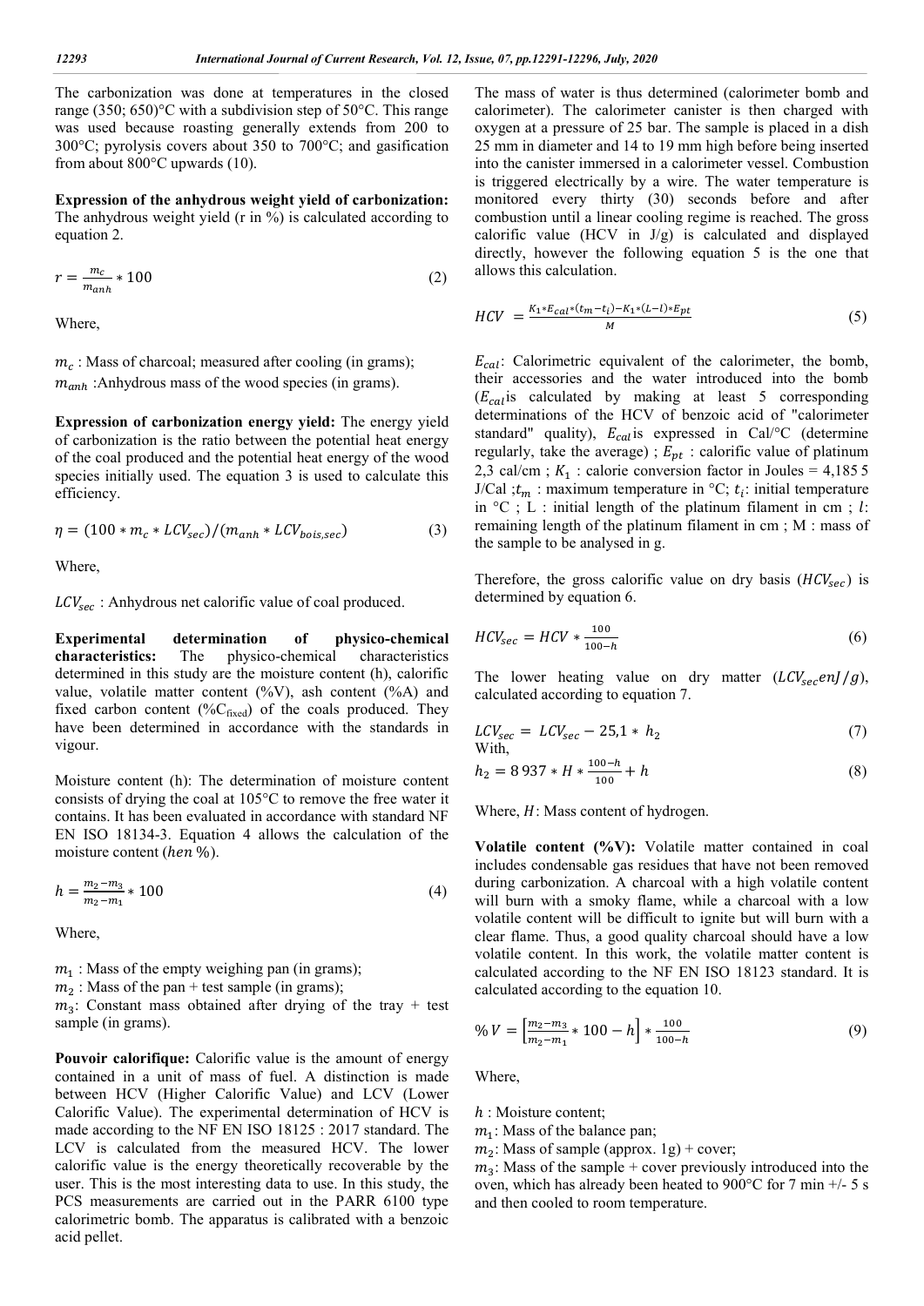The carbonization was done at temperatures in the closed range (350; 650)°C with a subdivision step of 50°C. This range was used because roasting generally extends from 200 to 300°C; pyrolysis covers about 350 to 700°C; and gasification from about 800°C upwards (10).

**Expression of the anhydrous weight yield of carbonization:** The anhydrous weight yield (r in %) is calculated according to equation 2.

$$r = \frac{m_c}{m_{anh}} * 100 \tag{2}$$

Where,

$m_c$ : Mass of charcoal; measured after cooling (in grams);
$m_{anh}$ :Anhydrous mass of the wood species (in grams).

**Expression of carbonization energy yield:** The energy yield of carbonization is the ratio between the potential heat energy of the coal produced and the potential heat energy of the wood species initially used. The equation 3 is used to calculate this efficiency.

$$\eta = (100 * m_c * LCV_{sec})/(m_{anh} * LCV_{bois,sec}) \tag{3}$$

Where,

$LCV_{sec}$ : Anhydrous net calorific value of coal produced.

**Experimental determination of physico-chemical characteristics:** The physico-chemical characteristics determined in this study are the moisture content (h), calorific value, volatile matter content (%V), ash content (%A) and fixed carbon content (%$C_{fixed}$) of the coals produced. They have been determined in accordance with the standards in vigour.

Moisture content (h): The determination of moisture content consists of drying the coal at 105°C to remove the free water it contains. It has been evaluated in accordance with standard NF EN ISO 18134-3. Equation 4 allows the calculation of the moisture content ($hen$ %).

$$h = \frac{m_2 - m_3}{m_2 - m_1} * 100 \tag{4}$$

Where,

$m_1$ : Mass of the empty weighing pan (in grams);
$m_2$ : Mass of the pan + test sample (in grams);
$m_3$: Constant mass obtained after drying of the tray + test sample (in grams).

**Pouvoir calorifique:** Calorific value is the amount of energy contained in a unit of mass of fuel. A distinction is made between HCV (Higher Calorific Value) and LCV (Lower Calorific Value). The experimental determination of HCV is made according to the NF EN ISO 18125 : 2017 standard. The LCV is calculated from the measured HCV. The lower calorific value is the energy theoretically recoverable by the user. This is the most interesting data to use. In this study, the PCS measurements are carried out in the PARR 6100 type calorimetric bomb. The apparatus is calibrated with a benzoic acid pellet.

The mass of water is thus determined (calorimeter bomb and calorimeter). The calorimeter canister is then charged with oxygen at a pressure of 25 bar. The sample is placed in a dish 25 mm in diameter and 14 to 19 mm high before being inserted into the canister immersed in a calorimeter vessel. Combustion is triggered electrically by a wire. The water temperature is monitored every thirty (30) seconds before and after combustion until a linear cooling regime is reached. The gross calorific value (HCV in J/g) is calculated and displayed directly, however the following equation 5 is the one that allows this calculation.

$$HCV = \frac{K_1 * E_{cal} * (t_m - t_i) - K_1 * (L - l) * E_{pt}}{M} \tag{5}$$

$E_{cal}$: Calorimetric equivalent of the calorimeter, the bomb, their accessories and the water introduced into the bomb ($E_{cal}$is calculated by making at least 5 corresponding determinations of the HCV of benzoic acid of "calorimeter standard" quality), $E_{cal}$is expressed in Cal/°C (determine regularly, take the average) ; $E_{pt}$ : calorific value of platinum 2,3 cal/cm ; $K_1$ : calorie conversion factor in Joules = 4,185 5 J/Cal ;$t_m$ : maximum temperature in °C; $t_i$: initial temperature in °C ; L : initial length of the platinum filament in cm ; $l$: remaining length of the platinum filament in cm ; M : mass of the sample to be analysed in g.

Therefore, the gross calorific value on dry basis ($HCV_{sec}$) is determined by equation 6.

$$HCV_{sec} = HCV * \frac{100}{100 - h} \tag{6}$$

The lower heating value on dry matter ($LCV_{sec} en J/g$), calculated according to equation 7.

$$LCV_{sec} = LCV_{sec} - 25{,}1 * h_2 \tag{7}$$

With,

$$h_2 = 8\,937 * H * \frac{100 - h}{100} + h \tag{8}$$

Where, $H$: Mass content of hydrogen.

**Volatile content (%V):** Volatile matter contained in coal includes condensable gas residues that have not been removed during carbonization. A charcoal with a high volatile content will burn with a smoky flame, while a charcoal with a low volatile content will be difficult to ignite but will burn with a clear flame. Thus, a good quality charcoal should have a low volatile content. In this work, the volatile matter content is calculated according to the NF EN ISO 18123 standard. It is calculated according to the equation 10.

$$\% V = \left[\frac{m_2 - m_3}{m_2 - m_1} * 100 - h\right] * \frac{100}{100 - h} \tag{9}$$

Where,

$h$ : Moisture content;
$m_1$: Mass of the balance pan;
$m_2$: Mass of sample (approx. 1g) + cover;
$m_3$: Mass of the sample + cover previously introduced into the oven, which has already been heated to 900°C for 7 min +/- 5 s and then cooled to room temperature.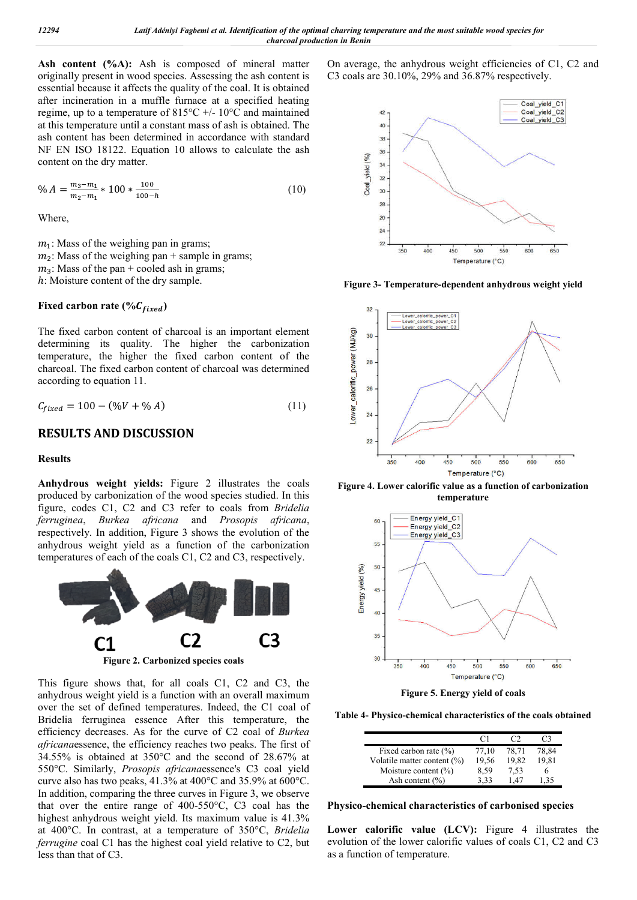**Ash content (%A):** Ash is composed of mineral matter originally present in wood species. Assessing the ash content is essential because it affects the quality of the coal. It is obtained after incineration in a muffle furnace at a specified heating regime, up to a temperature of 815°C +/- 10°C and maintained at this temperature until a constant mass of ash is obtained. The ash content has been determined in accordance with standard NF EN ISO 18122. Equation 10 allows to calculate the ash content on the dry matter.

$$\% A = \frac{m_3 - m_1}{m_2 - m_1} * 100 * \frac{100}{100 - h} \quad (10)$$

Where,

$m_1$: Mass of the weighing pan in grams;
$m_2$: Mass of the weighing pan + sample in grams;
$m_3$: Mass of the pan + cooled ash in grams;
$h$: Moisture content of the dry sample.

### Fixed carbon rate ($\%C_{fixed}$)

The fixed carbon content of charcoal is an important element determining its quality. The higher the carbonization temperature, the higher the fixed carbon content of the charcoal. The fixed carbon content of charcoal was determined according to equation 11.

$$C_{fixed} = 100 - (\%V + \% A) \quad (11)$$

## RESULTS AND DISCUSSION

### Results

**Anhydrous weight yields:** Figure 2 illustrates the coals produced by carbonization of the wood species studied. In this figure, codes C1, C2 and C3 refer to coals from *Bridelia ferruginea*, *Burkea africana* and *Prosopis africana*, respectively. In addition, Figure 3 shows the evolution of the anhydrous weight yield as a function of the carbonization temperatures of each of the coals C1, C2 and C3, respectively.

Figure 2. Carbonized species coals

This figure shows that, for all coals C1, C2 and C3, the anhydrous weight yield is a function with an overall maximum over the set of defined temperatures. Indeed, the C1 coal of Bridelia ferruginea essence After this temperature, the efficiency decreases. As for the curve of C2 coal of *Burkea africana*essence, the efficiency reaches two peaks. The first of 34.55% is obtained at 350°C and the second of 28.67% at 550°C. Similarly, *Prosopis africana*essence's C3 coal yield curve also has two peaks, 41.3% at 400°C and 35.9% at 600°C. In addition, comparing the three curves in Figure 3, we observe that over the entire range of 400-550°C, C3 coal has the highest anhydrous weight yield. Its maximum value is 41.3% at 400°C. In contrast, at a temperature of 350°C, *Bridelia ferrugine* coal C1 has the highest coal yield relative to C2, but less than that of C3.

On average, the anhydrous weight efficiencies of C1, C2 and C3 coals are 30.10%, 29% and 36.87% respectively.

Figure 3- Temperature-dependent anhydrous weight yield

Figure 4. Lower calorific value as a function of carbonization temperature

Figure 5. Energy yield of coals

Table 4- Physico-chemical characteristics of the coals obtained

| | C1 | C2 | C3 |
|---|---|---|---|
| Fixed carbon rate (%) | 77,10 | 78,71 | 78,84 |
| Volatile matter content (%) | 19,56 | 19,82 | 19,81 |
| Moisture content (%) | 8,59 | 7,53 | 6 |
| Ash content (%) | 3,33 | 1,47 | 1,35 |

### Physico-chemical characteristics of carbonised species

**Lower calorific value (LCV):** Figure 4 illustrates the evolution of the lower calorific values of coals C1, C2 and C3 as a function of temperature.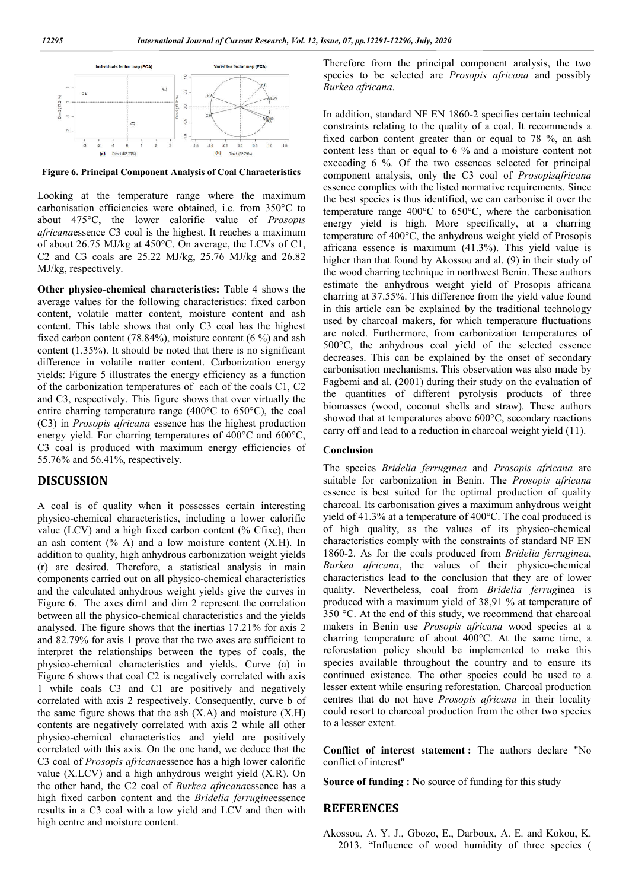Figure 6. Principal Component Analysis of Coal Characteristics

Looking at the temperature range where the maximum carbonisation efficiencies were obtained, i.e. from 350°C to about 475°C, the lower calorific value of *Prosopis africana*essence C3 coal is the highest. It reaches a maximum of about 26.75 MJ/kg at 450°C. On average, the LCVs of C1, C2 and C3 coals are 25.22 MJ/kg, 25.76 MJ/kg and 26.82 MJ/kg, respectively.

**Other physico-chemical characteristics:** Table 4 shows the average values for the following characteristics: fixed carbon content, volatile matter content, moisture content and ash content. This table shows that only C3 coal has the highest fixed carbon content (78.84%), moisture content (6 %) and ash content (1.35%). It should be noted that there is no significant difference in volatile matter content. Carbonization energy yields: Figure 5 illustrates the energy efficiency as a function of the carbonization temperatures of each of the coals C1, C2 and C3, respectively. This figure shows that over virtually the entire charring temperature range (400°C to 650°C), the coal (C3) in *Prosopis africana* essence has the highest production energy yield. For charring temperatures of 400°C and 600°C, C3 coal is produced with maximum energy efficiencies of 55.76% and 56.41%, respectively.

## DISCUSSION

A coal is of quality when it possesses certain interesting physico-chemical characteristics, including a lower calorific value (LCV) and a high fixed carbon content (% Cfixe), then an ash content (% A) and a low moisture content (X.H). In addition to quality, high anhydrous carbonization weight yields (r) are desired. Therefore, a statistical analysis in main components carried out on all physico-chemical characteristics and the calculated anhydrous weight yields give the curves in Figure 6. The axes dim1 and dim 2 represent the correlation between all the physico-chemical characteristics and the yields analysed. The figure shows that the inertias 17.21% for axis 2 and 82.79% for axis 1 prove that the two axes are sufficient to interpret the relationships between the types of coals, the physico-chemical characteristics and yields. Curve (a) in Figure 6 shows that coal C2 is negatively correlated with axis 1 while coals C3 and C1 are positively and negatively correlated with axis 2 respectively. Consequently, curve b of the same figure shows that the ash (X.A) and moisture (X.H) contents are negatively correlated with axis 2 while all other physico-chemical characteristics and yield are positively correlated with this axis. On the one hand, we deduce that the C3 coal of *Prosopis africana*essence has a high lower calorific value (X.LCV) and a high anhydrous weight yield (X.R). On the other hand, the C2 coal of *Burkea africana*essence has a high fixed carbon content and the *Bridelia ferrugine*essence results in a C3 coal with a low yield and LCV and then with high centre and moisture content.

Therefore from the principal component analysis, the two species to be selected are *Prosopis africana* and possibly *Burkea africana*.

In addition, standard NF EN 1860-2 specifies certain technical constraints relating to the quality of a coal. It recommends a fixed carbon content greater than or equal to 78 %, an ash content less than or equal to 6 % and a moisture content not exceeding 6 %. Of the two essences selected for principal component analysis, only the C3 coal of *Prosopisafricana* essence complies with the listed normative requirements. Since the best species is thus identified, we can carbonise it over the temperature range 400°C to 650°C, where the carbonisation energy yield is high. More specifically, at a charring temperature of 400°C, the anhydrous weight yield of Prosopis africana essence is maximum (41.3%). This yield value is higher than that found by Akossou and al. (9) in their study of the wood charring technique in northwest Benin. These authors estimate the anhydrous weight yield of Prosopis africana charring at 37.55%. This difference from the yield value found in this article can be explained by the traditional technology used by charcoal makers, for which temperature fluctuations are noted. Furthermore, from carbonization temperatures of 500°C, the anhydrous coal yield of the selected essence decreases. This can be explained by the onset of secondary carbonisation mechanisms. This observation was also made by Fagbemi and al. (2001) during their study on the evaluation of the quantities of different pyrolysis products of three biomasses (wood, coconut shells and straw). These authors showed that at temperatures above 600°C, secondary reactions carry off and lead to a reduction in charcoal weight yield (11).

### Conclusion

The species *Bridelia ferruginea* and *Prosopis africana* are suitable for carbonization in Benin. The *Prosopis africana* essence is best suited for the optimal production of quality charcoal. Its carbonisation gives a maximum anhydrous weight yield of 41.3% at a temperature of 400°C. The coal produced is of high quality, as the values of its physico-chemical characteristics comply with the constraints of standard NF EN 1860-2. As for the coals produced from *Bridelia ferruginea*, *Burkea africana*, the values of their physico-chemical characteristics lead to the conclusion that they are of lower quality. Nevertheless, coal from *Bridelia ferruginea* is produced with a maximum yield of 38,91 % at temperature of 350 °C. At the end of this study, we recommend that charcoal makers in Benin use *Prosopis africana* wood species at a charring temperature of about 400°C. At the same time, a reforestation policy should be implemented to make this species available throughout the country and to ensure its continued existence. The other species could be used to a lesser extent while ensuring reforestation. Charcoal production centres that do not have *Prosopis africana* in their locality could resort to charcoal production from the other two species to a lesser extent.

**Conflict of interest statement :** The authors declare "No conflict of interest"

**Source of funding : N**o source of funding for this study

## REFERENCES

Akossou, A. Y. J., Gbozo, E., Darboux, A. E. and Kokou, K. 2013. "Influence of wood humidity of three species (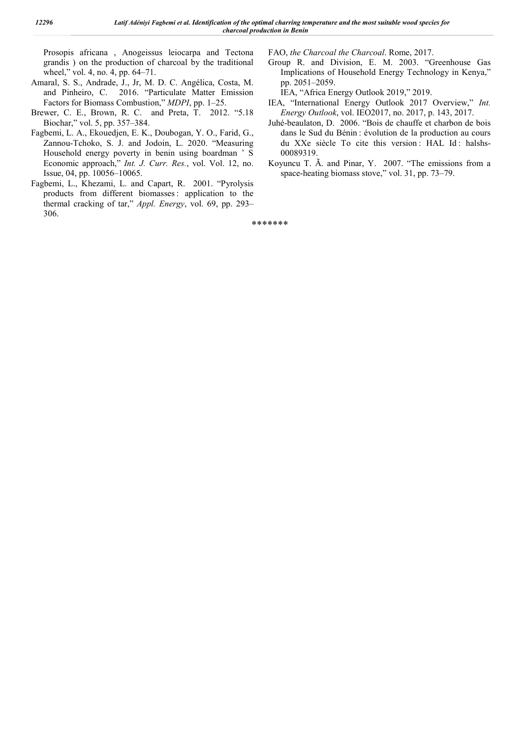Prosopis africana , Anogeissus leiocarpa and Tectona grandis ) on the production of charcoal by the traditional wheel," vol. 4, no. 4, pp. 64–71.

Amaral, S. S., Andrade, J., Jr, M. D. C. Angélica, Costa, M. and Pinheiro, C. 2016. "Particulate Matter Emission Factors for Biomass Combustion," *MDPI*, pp. 1–25.

Brewer, C. E., Brown, R. C. and Preta, T. 2012. "5.18 Biochar," vol. 5, pp. 357–384.

Fagbemi, L. A., Ekouedjen, E. K., Doubogan, Y. O., Farid, G., Zannou-Tchoko, S. J. and Jodoin, L. 2020. "Measuring Household energy poverty in benin using boardman ' S Economic approach," *Int. J. Curr. Res.*, vol. Vol. 12, no. Issue, 04, pp. 10056–10065.

Fagbemi, L., Khezami, L. and Capart, R. 2001. "Pyrolysis products from different biomasses : application to the thermal cracking of tar," *Appl. Energy*, vol. 69, pp. 293–306.

FAO, *the Charcoal the Charcoal*. Rome, 2017.

Group R. and Division, E. M. 2003. "Greenhouse Gas Implications of Household Energy Technology in Kenya," pp. 2051–2059.

IEA, "Africa Energy Outlook 2019," 2019.

IEA, "International Energy Outlook 2017 Overview," *Int. Energy Outlook*, vol. IEO2017, no. 2017, p. 143, 2017.

Juhé-beaulaton, D. 2006. "Bois de chauffe et charbon de bois dans le Sud du Bénin : évolution de la production au cours du XXe siècle To cite this version : HAL Id : halshs-00089319.

Koyuncu T. Ã. and Pinar, Y. 2007. "The emissions from a space-heating biomass stove," vol. 31, pp. 73–79.

\*\*\*\*\*\*\*